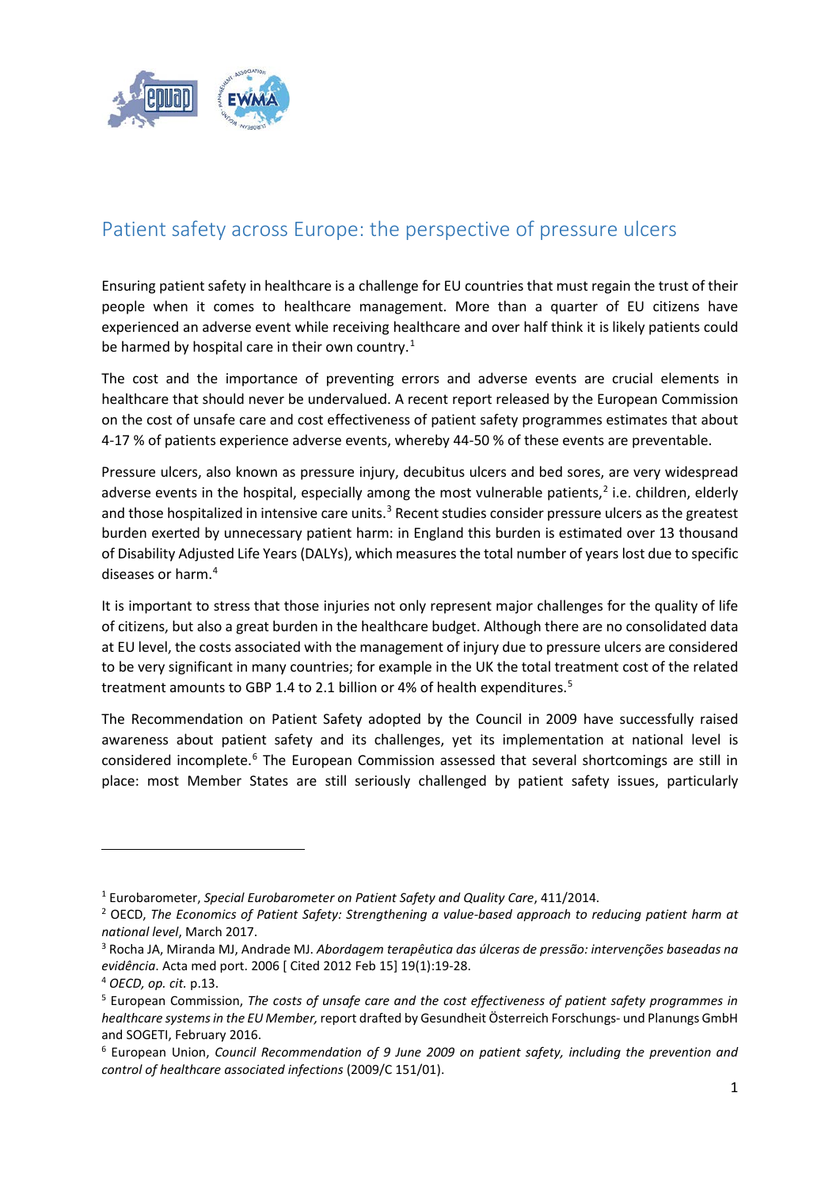# Patient safety across Europe: the perspective of pressure ulcers

Ensuring patient safety in healthcare is a challenge for EU countries that must regain the trust of their people when it comes to healthcare management. More than a quarter of EU citizens have experienced an adverse event while receiving healthcare and over half think it is likely patients could be harmed by hospital care in their own country.[1]

The cost and the importance of preventing errors and adverse events are crucial elements in healthcare that should never be undervalued. A recent report released by the European Commission on the cost of unsafe care and cost effectiveness of patient safety programmes estimates that about 4-17 % of patients experience adverse events, whereby 44-50 % of these events are preventable.

Pressure ulcers, also known as pressure injury, decubitus ulcers and bed sores, are very widespread adverse events in the hospital, especially among the most vulnerable patients,[2] i.e. children, elderly and those hospitalized in intensive care units.[3] Recent studies consider pressure ulcers as the greatest burden exerted by unnecessary patient harm: in England this burden is estimated over 13 thousand of Disability Adjusted Life Years (DALYs), which measures the total number of years lost due to specific diseases or harm.[4]

It is important to stress that those injuries not only represent major challenges for the quality of life of citizens, but also a great burden in the healthcare budget. Although there are no consolidated data at EU level, the costs associated with the management of injury due to pressure ulcers are considered to be very significant in many countries; for example in the UK the total treatment cost of the related treatment amounts to GBP 1.4 to 2.1 billion or 4% of health expenditures.[5]

The Recommendation on Patient Safety adopted by the Council in 2009 have successfully raised awareness about patient safety and its challenges, yet its implementation at national level is considered incomplete.[6] The European Commission assessed that several shortcomings are still in place: most Member States are still seriously challenged by patient safety issues, particularly

---

[1] Eurobarometer, *Special Eurobarometer on Patient Safety and Quality Care*, 411/2014.

[2] OECD, *The Economics of Patient Safety: Strengthening a value-based approach to reducing patient harm at national level*, March 2017.

[3] Rocha JA, Miranda MJ, Andrade MJ. *Abordagem terapêutica das úlceras de pressão: intervenções baseadas na evidência*. Acta med port. 2006 [ Cited 2012 Feb 15] 19(1):19-28.

[4] *OECD, op. cit.* p.13.

[5] European Commission, *The costs of unsafe care and the cost effectiveness of patient safety programmes in healthcare systems in the EU Member,* report drafted by Gesundheit Österreich Forschungs- und Planungs GmbH and SOGETI, February 2016.

[6] European Union, *Council Recommendation of 9 June 2009 on patient safety, including the prevention and control of healthcare associated infections* (2009/C 151/01).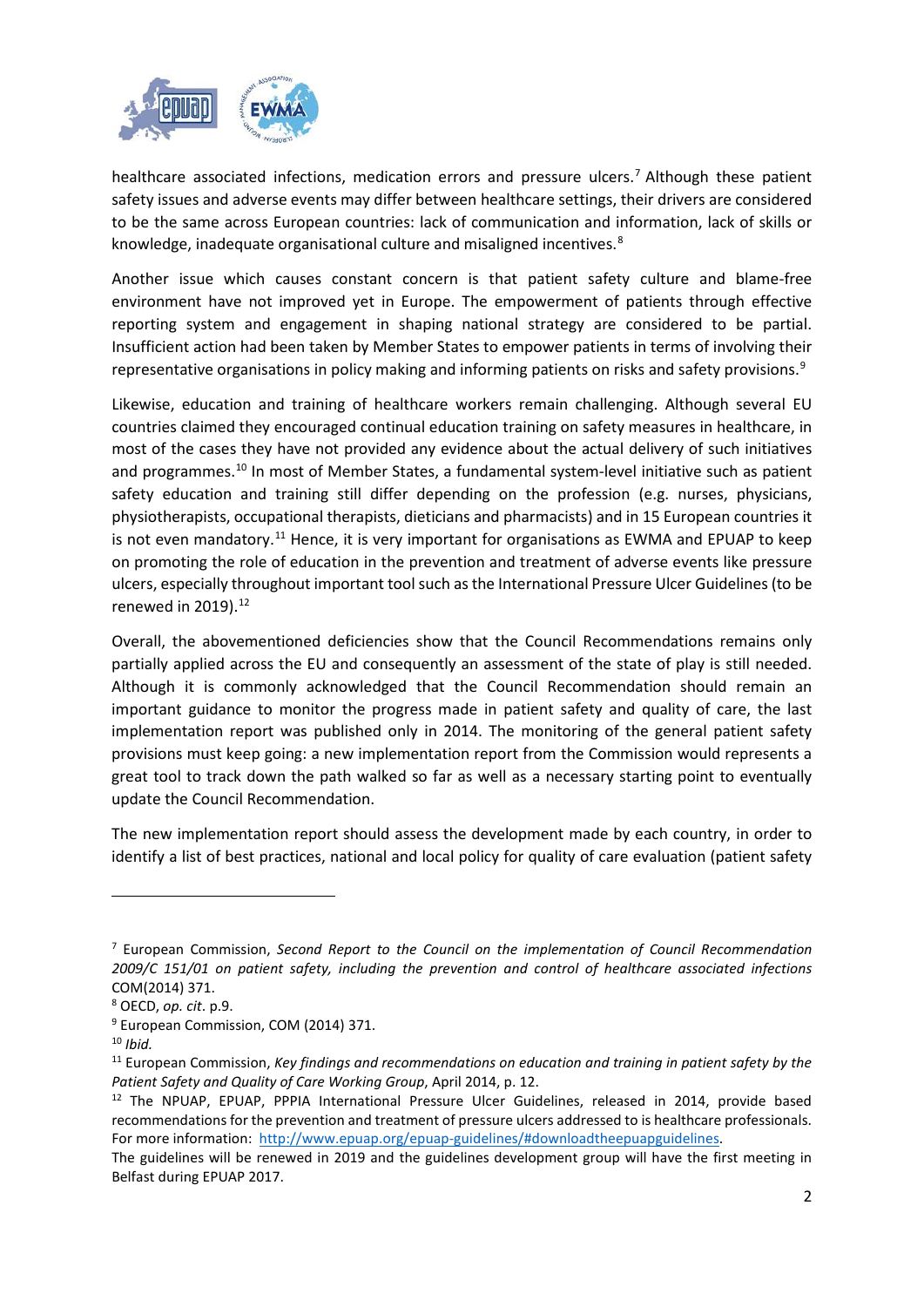healthcare associated infections, medication errors and pressure ulcers.[7] Although these patient safety issues and adverse events may differ between healthcare settings, their drivers are considered to be the same across European countries: lack of communication and information, lack of skills or knowledge, inadequate organisational culture and misaligned incentives.[8]

Another issue which causes constant concern is that patient safety culture and blame-free environment have not improved yet in Europe. The empowerment of patients through effective reporting system and engagement in shaping national strategy are considered to be partial. Insufficient action had been taken by Member States to empower patients in terms of involving their representative organisations in policy making and informing patients on risks and safety provisions.[9]

Likewise, education and training of healthcare workers remain challenging. Although several EU countries claimed they encouraged continual education training on safety measures in healthcare, in most of the cases they have not provided any evidence about the actual delivery of such initiatives and programmes.[10] In most of Member States, a fundamental system-level initiative such as patient safety education and training still differ depending on the profession (e.g. nurses, physicians, physiotherapists, occupational therapists, dieticians and pharmacists) and in 15 European countries it is not even mandatory.[11] Hence, it is very important for organisations as EWMA and EPUAP to keep on promoting the role of education in the prevention and treatment of adverse events like pressure ulcers, especially throughout important tool such as the International Pressure Ulcer Guidelines (to be renewed in 2019).[12]

Overall, the abovementioned deficiencies show that the Council Recommendations remains only partially applied across the EU and consequently an assessment of the state of play is still needed. Although it is commonly acknowledged that the Council Recommendation should remain an important guidance to monitor the progress made in patient safety and quality of care, the last implementation report was published only in 2014. The monitoring of the general patient safety provisions must keep going: a new implementation report from the Commission would represents a great tool to track down the path walked so far as well as a necessary starting point to eventually update the Council Recommendation.

The new implementation report should assess the development made by each country, in order to identify a list of best practices, national and local policy for quality of care evaluation (patient safety

---

[7] European Commission, *Second Report to the Council on the implementation of Council Recommendation 2009/C 151/01 on patient safety, including the prevention and control of healthcare associated infections* COM(2014) 371.

[8] OECD, *op. cit*. p.9.

[9] European Commission, COM (2014) 371.

[10] *Ibid.*

[11] European Commission, *Key findings and recommendations on education and training in patient safety by the Patient Safety and Quality of Care Working Group*, April 2014, p. 12.

[12] The NPUAP, EPUAP, PPPIA International Pressure Ulcer Guidelines, released in 2014, provide based recommendations for the prevention and treatment of pressure ulcers addressed to is healthcare professionals. For more information: http://www.epuap.org/epuap-guidelines/#downloadtheepuapguidelines.

The guidelines will be renewed in 2019 and the guidelines development group will have the first meeting in Belfast during EPUAP 2017.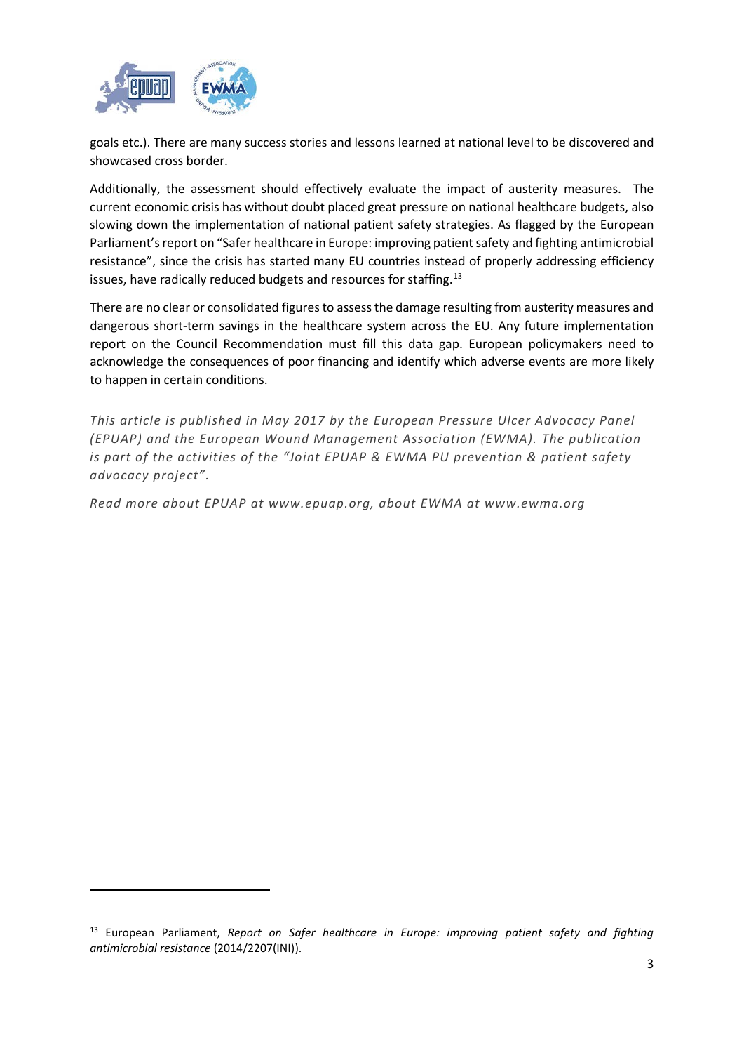goals etc.). There are many success stories and lessons learned at national level to be discovered and showcased cross border.

Additionally, the assessment should effectively evaluate the impact of austerity measures. The current economic crisis has without doubt placed great pressure on national healthcare budgets, also slowing down the implementation of national patient safety strategies. As flagged by the European Parliament's report on "Safer healthcare in Europe: improving patient safety and fighting antimicrobial resistance", since the crisis has started many EU countries instead of properly addressing efficiency issues, have radically reduced budgets and resources for staffing.[13]

There are no clear or consolidated figures to assess the damage resulting from austerity measures and dangerous short-term savings in the healthcare system across the EU. Any future implementation report on the Council Recommendation must fill this data gap. European policymakers need to acknowledge the consequences of poor financing and identify which adverse events are more likely to happen in certain conditions.

*This article is published in May 2017 by the European Pressure Ulcer Advocacy Panel (EPUAP) and the European Wound Management Association (EWMA). The publication is part of the activities of the "Joint EPUAP & EWMA PU prevention & patient safety advocacy project".*

*Read more about EPUAP at www.epuap.org, about EWMA at www.ewma.org*

---

[13] European Parliament, *Report on Safer healthcare in Europe: improving patient safety and fighting antimicrobial resistance* (2014/2207(INI)).